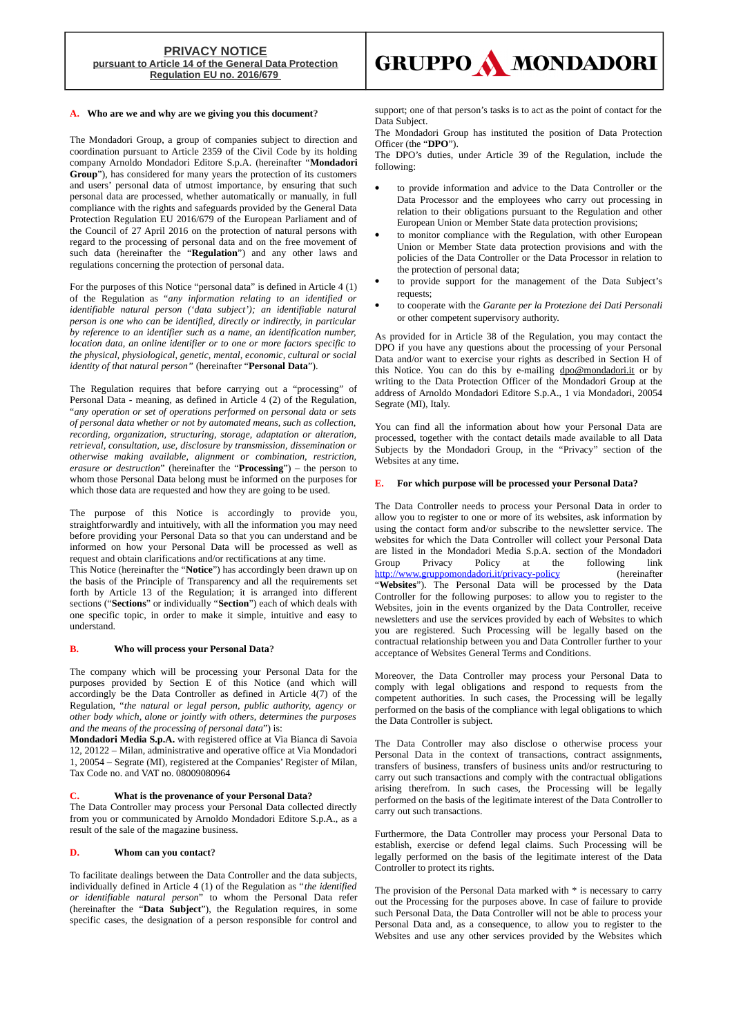# PRIVACY NOTICE

**pursuant to Article 14 of the General Data Protection Regulation EU no. 2016/679**

GRUPPO MONDADORI

## A. Who are we and why are we giving you this document?

The Mondadori Group, a group of companies subject to direction and coordination pursuant to Article 2359 of the Civil Code by its holding company Arnoldo Mondadori Editore S.p.A. (hereinafter "**Mondadori Group**"), has considered for many years the protection of its customers and users' personal data of utmost importance, by ensuring that such personal data are processed, whether automatically or manually, in full compliance with the rights and safeguards provided by the General Data Protection Regulation EU 2016/679 of the European Parliament and of the Council of 27 April 2016 on the protection of natural persons with regard to the processing of personal data and on the free movement of such data (hereinafter the "**Regulation**") and any other laws and regulations concerning the protection of personal data.

For the purposes of this Notice "personal data" is defined in Article 4 (1) of the Regulation as "*any information relating to an identified or identifiable natural person ('data subject'); an identifiable natural person is one who can be identified, directly or indirectly, in particular by reference to an identifier such as a name, an identification number, location data, an online identifier or to one or more factors specific to the physical, physiological, genetic, mental, economic, cultural or social identity of that natural person"* (hereinafter "**Personal Data**").

The Regulation requires that before carrying out a "processing" of Personal Data - meaning, as defined in Article 4 (2) of the Regulation, "*any operation or set of operations performed on personal data or sets of personal data whether or not by automated means, such as collection, recording, organization, structuring, storage, adaptation or alteration, retrieval, consultation, use, disclosure by transmission, dissemination or otherwise making available, alignment or combination, restriction, erasure or destruction*" (hereinafter the "**Processing**") – the person to whom those Personal Data belong must be informed on the purposes for which those data are requested and how they are going to be used.

The purpose of this Notice is accordingly to provide you, straightforwardly and intuitively, with all the information you may need before providing your Personal Data so that you can understand and be informed on how your Personal Data will be processed as well as request and obtain clarifications and/or rectifications at any time.
This Notice (hereinafter the "**Notice**") has accordingly been drawn up on the basis of the Principle of Transparency and all the requirements set forth by Article 13 of the Regulation; it is arranged into different sections ("**Sections**" or individually "**Section**") each of which deals with one specific topic, in order to make it simple, intuitive and easy to understand.

## B. Who will process your Personal Data?

The company which will be processing your Personal Data for the purposes provided by Section E of this Notice (and which will accordingly be the Data Controller as defined in Article 4(7) of the Regulation, "*the natural or legal person, public authority, agency or other body which, alone or jointly with others, determines the purposes and the means of the processing of personal data*") is:
**Mondadori Media S.p.A.** with registered office at Via Bianca di Savoia 12, 20122 – Milan, administrative and operative office at Via Mondadori 1, 20054 – Segrate (MI), registered at the Companies' Register of Milan, Tax Code no. and VAT no. 08009080964

## C. What is the provenance of your Personal Data?

The Data Controller may process your Personal Data collected directly from you or communicated by Arnoldo Mondadori Editore S.p.A., as a result of the sale of the magazine business.

## D. Whom can you contact?

To facilitate dealings between the Data Controller and the data subjects, individually defined in Article 4 (1) of the Regulation as "*the identified or identifiable natural person*" to whom the Personal Data refer (hereinafter the "**Data Subject**"), the Regulation requires, in some specific cases, the designation of a person responsible for control and support; one of that person's tasks is to act as the point of contact for the Data Subject.
The Mondadori Group has instituted the position of Data Protection Officer (the "**DPO**").
The DPO's duties, under Article 39 of the Regulation, include the following:

- to provide information and advice to the Data Controller or the Data Processor and the employees who carry out processing in relation to their obligations pursuant to the Regulation and other European Union or Member State data protection provisions;
- to monitor compliance with the Regulation, with other European Union or Member State data protection provisions and with the policies of the Data Controller or the Data Processor in relation to the protection of personal data;
- to provide support for the management of the Data Subject's requests;
- to cooperate with the *Garante per la Protezione dei Dati Personali* or other competent supervisory authority.

As provided for in Article 38 of the Regulation, you may contact the DPO if you have any questions about the processing of your Personal Data and/or want to exercise your rights as described in Section H of this Notice. You can do this by e-mailing dpo@mondadori.it or by writing to the Data Protection Officer of the Mondadori Group at the address of Arnoldo Mondadori Editore S.p.A., 1 via Mondadori, 20054 Segrate (MI), Italy.

You can find all the information about how your Personal Data are processed, together with the contact details made available to all Data Subjects by the Mondadori Group, in the "Privacy" section of the Websites at any time.

## E. For which purpose will be processed your Personal Data?

The Data Controller needs to process your Personal Data in order to allow you to register to one or more of its websites, ask information by using the contact form and/or subscribe to the newsletter service. The websites for which the Data Controller will collect your Personal Data are listed in the Mondadori Media S.p.A. section of the Mondadori Group Privacy Policy at the following link http://www.gruppomondadori.it/privacy-policy (hereinafter "**Websites**"). The Personal Data will be processed by the Data Controller for the following purposes: to allow you to register to the Websites, join in the events organized by the Data Controller, receive newsletters and use the services provided by each of Websites to which you are registered. Such Processing will be legally based on the contractual relationship between you and Data Controller further to your acceptance of Websites General Terms and Conditions.

Moreover, the Data Controller may process your Personal Data to comply with legal obligations and respond to requests from the competent authorities. In such cases, the Processing will be legally performed on the basis of the compliance with legal obligations to which the Data Controller is subject.

The Data Controller may also disclose o otherwise process your Personal Data in the context of transactions, contract assignments, transfers of business, transfers of business units and/or restructuring to carry out such transactions and comply with the contractual obligations arising therefrom. In such cases, the Processing will be legally performed on the basis of the legitimate interest of the Data Controller to carry out such transactions.

Furthermore, the Data Controller may process your Personal Data to establish, exercise or defend legal claims. Such Processing will be legally performed on the basis of the legitimate interest of the Data Controller to protect its rights.

The provision of the Personal Data marked with * is necessary to carry out the Processing for the purposes above. In case of failure to provide such Personal Data, the Data Controller will not be able to process your Personal Data and, as a consequence, to allow you to register to the Websites and use any other services provided by the Websites which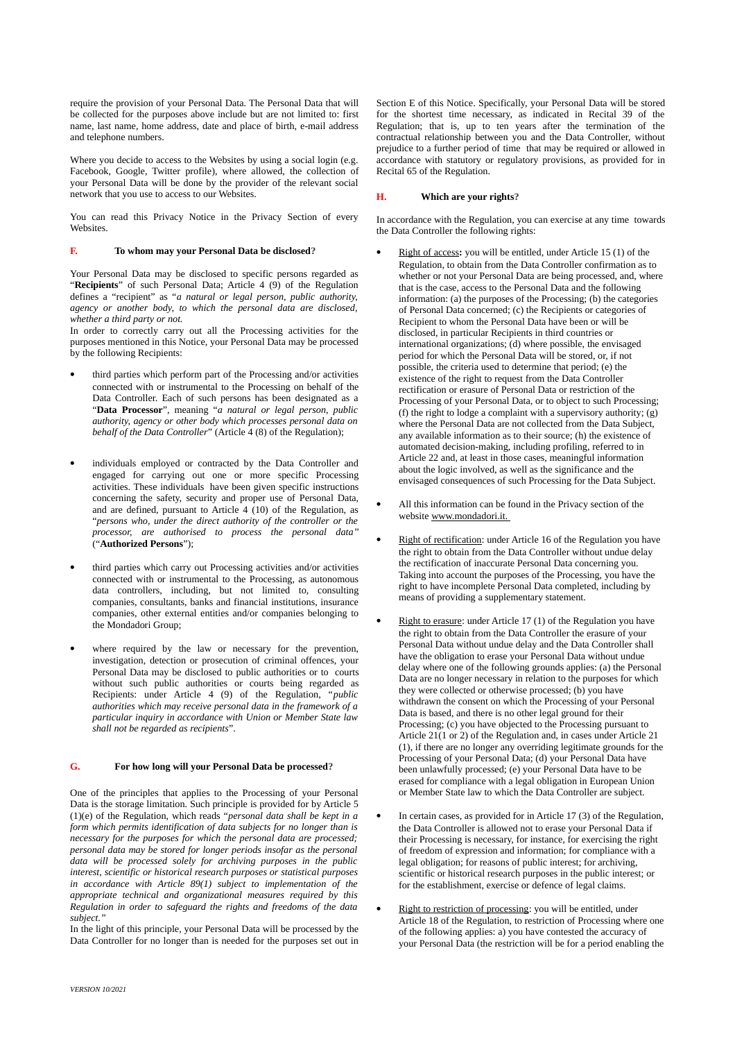require the provision of your Personal Data. The Personal Data that will be collected for the purposes above include but are not limited to: first name, last name, home address, date and place of birth, e-mail address and telephone numbers.

Where you decide to access to the Websites by using a social login (e.g. Facebook, Google, Twitter profile), where allowed, the collection of your Personal Data will be done by the provider of the relevant social network that you use to access to our Websites.

You can read this Privacy Notice in the Privacy Section of every Websites.

## F. To whom may your Personal Data be disclosed?

Your Personal Data may be disclosed to specific persons regarded as "**Recipients**" of such Personal Data; Article 4 (9) of the Regulation defines a "recipient" as "*a natural or legal person, public authority, agency or another body, to which the personal data are disclosed, whether a third party or not.*

In order to correctly carry out all the Processing activities for the purposes mentioned in this Notice, your Personal Data may be processed by the following Recipients:

- third parties which perform part of the Processing and/or activities connected with or instrumental to the Processing on behalf of the Data Controller. Each of such persons has been designated as a "**Data Processor**", meaning "*a natural or legal person, public authority, agency or other body which processes personal data on behalf of the Data Controller*" (Article 4 (8) of the Regulation);

- individuals employed or contracted by the Data Controller and engaged for carrying out one or more specific Processing activities. These individuals have been given specific instructions concerning the safety, security and proper use of Personal Data, and are defined, pursuant to Article 4 (10) of the Regulation, as "*persons who, under the direct authority of the controller or the processor, are authorised to process the personal data"* ("**Authorized Persons**");

- third parties which carry out Processing activities and/or activities connected with or instrumental to the Processing, as autonomous data controllers, including, but not limited to, consulting companies, consultants, banks and financial institutions, insurance companies, other external entities and/or companies belonging to the Mondadori Group;

- where required by the law or necessary for the prevention, investigation, detection or prosecution of criminal offences, your Personal Data may be disclosed to public authorities or to courts without such public authorities or courts being regarded as Recipients: under Article 4 (9) of the Regulation, "*public authorities which may receive personal data in the framework of a particular inquiry in accordance with Union or Member State law shall not be regarded as recipients*".

## G. For how long will your Personal Data be processed?

One of the principles that applies to the Processing of your Personal Data is the storage limitation. Such principle is provided for by Article 5 (1)(e) of the Regulation, which reads "*personal data shall be kept in a form which permits identification of data subjects for no longer than is necessary for the purposes for which the personal data are processed; personal data may be stored for longer periods insofar as the personal data will be processed solely for archiving purposes in the public interest, scientific or historical research purposes or statistical purposes in accordance with Article 89(1) subject to implementation of the appropriate technical and organizational measures required by this Regulation in order to safeguard the rights and freedoms of the data subject.*"

In the light of this principle, your Personal Data will be processed by the Data Controller for no longer than is needed for the purposes set out in Section E of this Notice. Specifically, your Personal Data will be stored for the shortest time necessary, as indicated in Recital 39 of the Regulation; that is, up to ten years after the termination of the contractual relationship between you and the Data Controller, without prejudice to a further period of time that may be required or allowed in accordance with statutory or regulatory provisions, as provided for in Recital 65 of the Regulation.

## H. Which are your rights?

In accordance with the Regulation, you can exercise at any time towards the Data Controller the following rights:

- Right of access**:** you will be entitled, under Article 15 (1) of the Regulation, to obtain from the Data Controller confirmation as to whether or not your Personal Data are being processed, and, where that is the case, access to the Personal Data and the following information: (a) the purposes of the Processing; (b) the categories of Personal Data concerned; (c) the Recipients or categories of Recipient to whom the Personal Data have been or will be disclosed, in particular Recipients in third countries or international organizations; (d) where possible, the envisaged period for which the Personal Data will be stored, or, if not possible, the criteria used to determine that period; (e) the existence of the right to request from the Data Controller rectification or erasure of Personal Data or restriction of the Processing of your Personal Data, or to object to such Processing; (f) the right to lodge a complaint with a supervisory authority; (g) where the Personal Data are not collected from the Data Subject, any available information as to their source; (h) the existence of automated decision-making, including profiling, referred to in Article 22 and, at least in those cases, meaningful information about the logic involved, as well as the significance and the envisaged consequences of such Processing for the Data Subject.

- All this information can be found in the Privacy section of the website www.mondadori.it.

- Right of rectification: under Article 16 of the Regulation you have the right to obtain from the Data Controller without undue delay the rectification of inaccurate Personal Data concerning you. Taking into account the purposes of the Processing, you have the right to have incomplete Personal Data completed, including by means of providing a supplementary statement.

- Right to erasure: under Article 17 (1) of the Regulation you have the right to obtain from the Data Controller the erasure of your Personal Data without undue delay and the Data Controller shall have the obligation to erase your Personal Data without undue delay where one of the following grounds applies: (a) the Personal Data are no longer necessary in relation to the purposes for which they were collected or otherwise processed; (b) you have withdrawn the consent on which the Processing of your Personal Data is based, and there is no other legal ground for their Processing; (c) you have objected to the Processing pursuant to Article 21(1 or 2) of the Regulation and, in cases under Article 21 (1), if there are no longer any overriding legitimate grounds for the Processing of your Personal Data; (d) your Personal Data have been unlawfully processed; (e) your Personal Data have to be erased for compliance with a legal obligation in European Union or Member State law to which the Data Controller are subject.

- In certain cases, as provided for in Article 17 (3) of the Regulation, the Data Controller is allowed not to erase your Personal Data if their Processing is necessary, for instance, for exercising the right of freedom of expression and information; for compliance with a legal obligation; for reasons of public interest; for archiving, scientific or historical research purposes in the public interest; or for the establishment, exercise or defence of legal claims.

- Right to restriction of processing: you will be entitled, under Article 18 of the Regulation, to restriction of Processing where one of the following applies: a) you have contested the accuracy of your Personal Data (the restriction will be for a period enabling the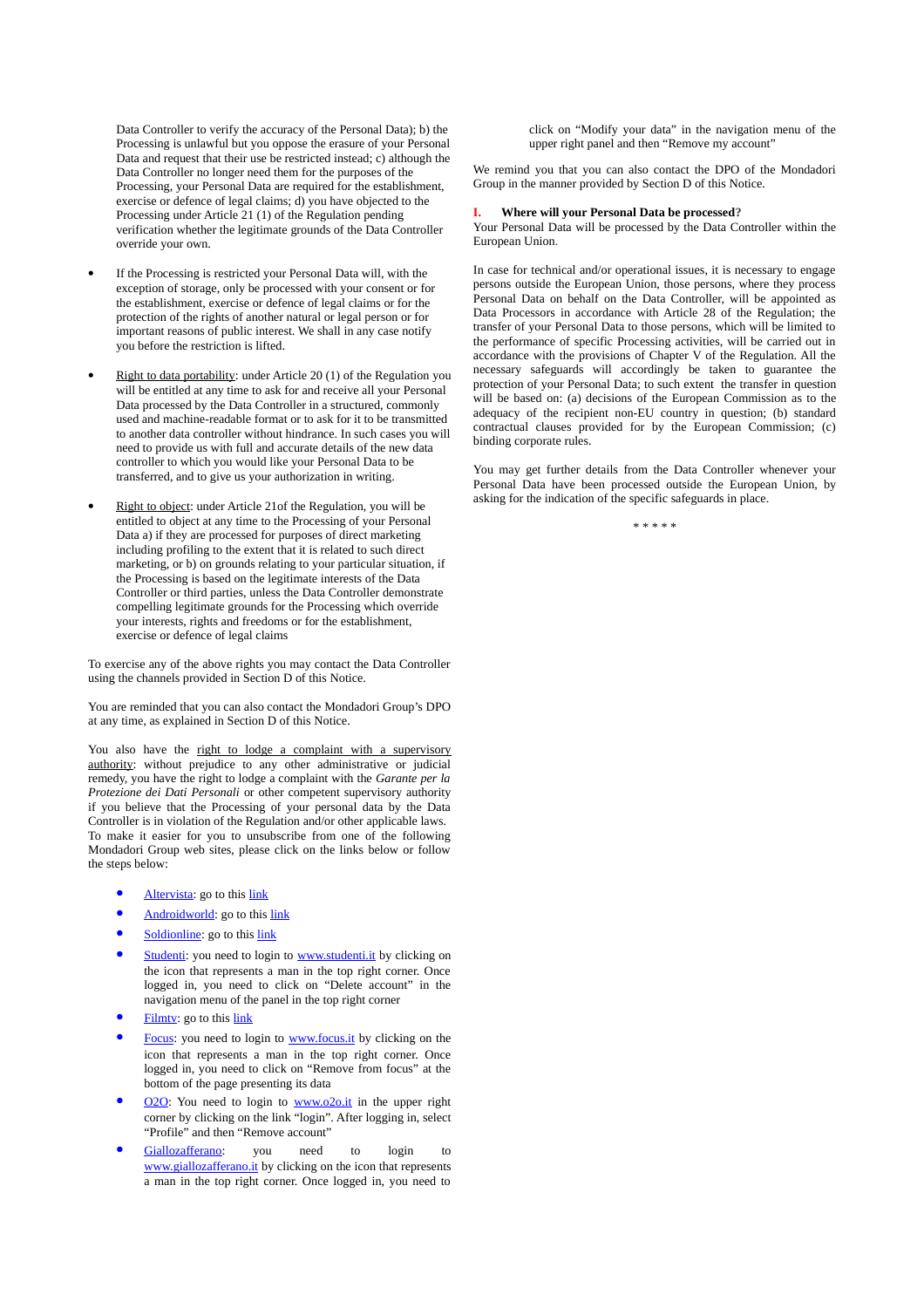Data Controller to verify the accuracy of the Personal Data); b) the Processing is unlawful but you oppose the erasure of your Personal Data and request that their use be restricted instead; c) although the Data Controller no longer need them for the purposes of the Processing, your Personal Data are required for the establishment, exercise or defence of legal claims; d) you have objected to the Processing under Article 21 (1) of the Regulation pending verification whether the legitimate grounds of the Data Controller override your own.

- If the Processing is restricted your Personal Data will, with the exception of storage, only be processed with your consent or for the establishment, exercise or defence of legal claims or for the protection of the rights of another natural or legal person or for important reasons of public interest. We shall in any case notify you before the restriction is lifted.

- Right to data portability: under Article 20 (1) of the Regulation you will be entitled at any time to ask for and receive all your Personal Data processed by the Data Controller in a structured, commonly used and machine-readable format or to ask for it to be transmitted to another data controller without hindrance. In such cases you will need to provide us with full and accurate details of the new data controller to which you would like your Personal Data to be transferred, and to give us your authorization in writing.

- Right to object: under Article 21of the Regulation, you will be entitled to object at any time to the Processing of your Personal Data a) if they are processed for purposes of direct marketing including profiling to the extent that it is related to such direct marketing, or b) on grounds relating to your particular situation, if the Processing is based on the legitimate interests of the Data Controller or third parties, unless the Data Controller demonstrate compelling legitimate grounds for the Processing which override your interests, rights and freedoms or for the establishment, exercise or defence of legal claims

To exercise any of the above rights you may contact the Data Controller using the channels provided in Section D of this Notice.

You are reminded that you can also contact the Mondadori Group's DPO at any time, as explained in Section D of this Notice.

You also have the right to lodge a complaint with a supervisory authority: without prejudice to any other administrative or judicial remedy, you have the right to lodge a complaint with the *Garante per la Protezione dei Dati Personali* or other competent supervisory authority if you believe that the Processing of your personal data by the Data Controller is in violation of the Regulation and/or other applicable laws. To make it easier for you to unsubscribe from one of the following Mondadori Group web sites, please click on the links below or follow the steps below:

- Altervista: go to this link
- Androidworld: go to this link
- Soldionline: go to this link
- Studenti: you need to login to www.studenti.it by clicking on the icon that represents a man in the top right corner. Once logged in, you need to click on "Delete account" in the navigation menu of the panel in the top right corner
- Filmtv: go to this link
- Focus: you need to login to www.focus.it by clicking on the icon that represents a man in the top right corner. Once logged in, you need to click on "Remove from focus" at the bottom of the page presenting its data
- O2O: You need to login to www.o2o.it in the upper right corner by clicking on the link "login". After logging in, select "Profile" and then "Remove account"
- Giallozafferano: you need to login to www.giallozafferano.it by clicking on the icon that represents a man in the top right corner. Once logged in, you need to click on "Modify your data" in the navigation menu of the upper right panel and then "Remove my account"

We remind you that you can also contact the DPO of the Mondadori Group in the manner provided by Section D of this Notice.

## I. Where will your Personal Data be processed?

Your Personal Data will be processed by the Data Controller within the European Union.

In case for technical and/or operational issues, it is necessary to engage persons outside the European Union, those persons, where they process Personal Data on behalf on the Data Controller, will be appointed as Data Processors in accordance with Article 28 of the Regulation; the transfer of your Personal Data to those persons, which will be limited to the performance of specific Processing activities, will be carried out in accordance with the provisions of Chapter V of the Regulation. All the necessary safeguards will accordingly be taken to guarantee the protection of your Personal Data; to such extent the transfer in question will be based on: (a) decisions of the European Commission as to the adequacy of the recipient non-EU country in question; (b) standard contractual clauses provided for by the European Commission; (c) binding corporate rules.

You may get further details from the Data Controller whenever your Personal Data have been processed outside the European Union, by asking for the indication of the specific safeguards in place.

* * * * *